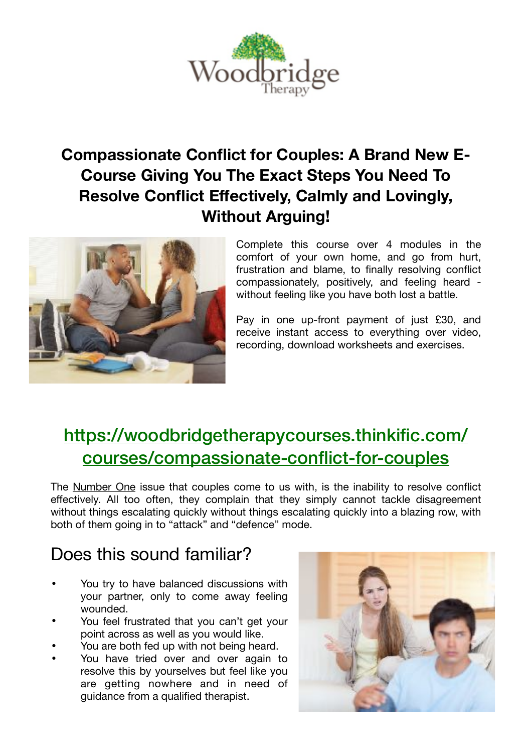Woodbridge Therapy

# Compassionate Conflict for Couples: A Brand New E-Course Giving You The Exact Steps You Need To Resolve Conflict Effectively, Calmly and Lovingly, Without Arguing!

Complete this course over 4 modules in the comfort of your own home, and go from hurt, frustration and blame, to finally resolving conflict compassionately, positively, and feeling heard - without feeling like you have both lost a battle.

Pay in one up-front payment of just £30, and receive instant access to everything over video, recording, download worksheets and exercises.

## [https://woodbridgetherapycourses.thinkific.com/courses/compassionate-conflict-for-couples](https://woodbridgetherapycourses.thinkific.com/courses/compassionate-conflict-for-couples)

The Number One issue that couples come to us with, is the inability to resolve conflict effectively. All too often, they complain that they simply cannot tackle disagreement without things escalating quickly without things escalating quickly into a blazing row, with both of them going in to "attack" and "defence" mode.

## Does this sound familiar?

- You try to have balanced discussions with your partner, only to come away feeling wounded.
- You feel frustrated that you can't get your point across as well as you would like.
- You are both fed up with not being heard.
- You have tried over and over again to resolve this by yourselves but feel like you are getting nowhere and in need of guidance from a qualified therapist.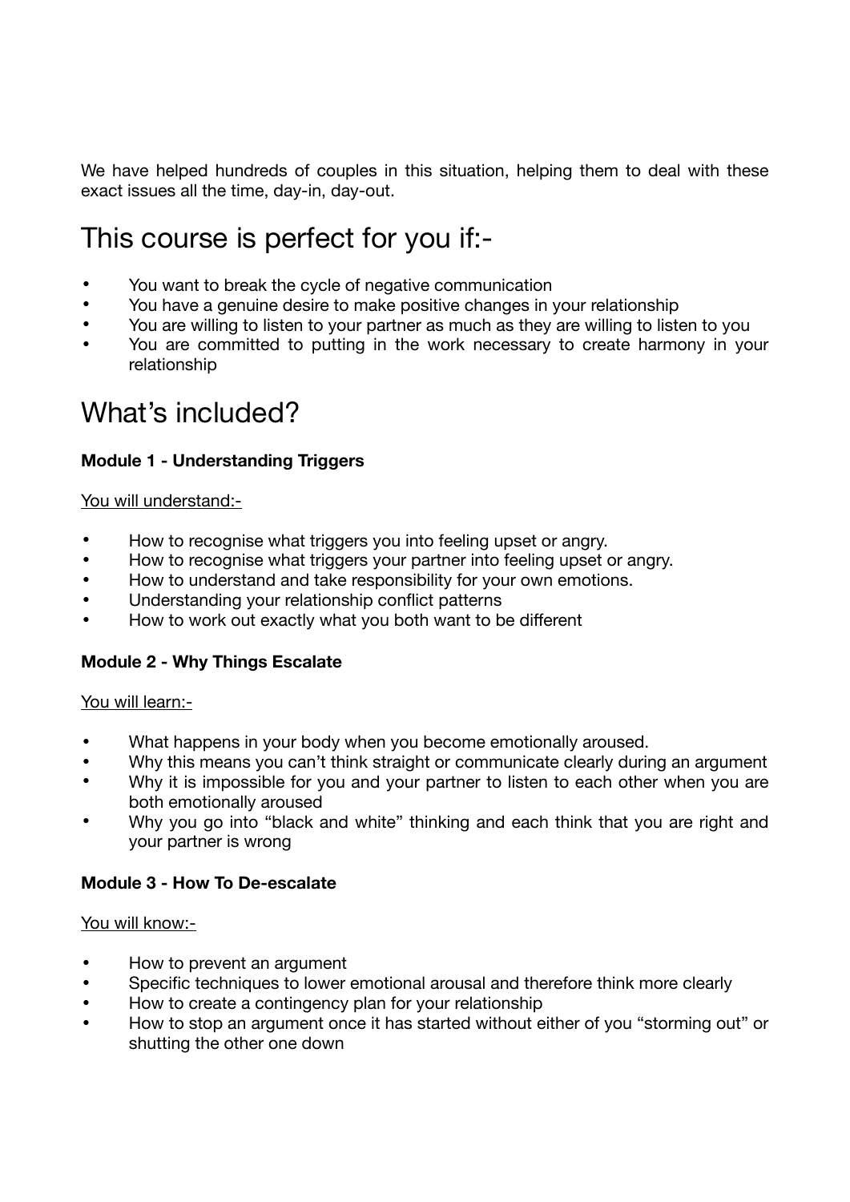We have helped hundreds of couples in this situation, helping them to deal with these exact issues all the time, day-in, day-out.

## This course is perfect for you if:-

- You want to break the cycle of negative communication
- You have a genuine desire to make positive changes in your relationship
- You are willing to listen to your partner as much as they are willing to listen to you
- You are committed to putting in the work necessary to create harmony in your relationship

## What's included?

**Module 1 - Understanding Triggers**

You will understand:-

- How to recognise what triggers you into feeling upset or angry.
- How to recognise what triggers your partner into feeling upset or angry.
- How to understand and take responsibility for your own emotions.
- Understanding your relationship conflict patterns
- How to work out exactly what you both want to be different

**Module 2 - Why Things Escalate**

You will learn:-

- What happens in your body when you become emotionally aroused.
- Why this means you can't think straight or communicate clearly during an argument
- Why it is impossible for you and your partner to listen to each other when you are both emotionally aroused
- Why you go into "black and white" thinking and each think that you are right and your partner is wrong

**Module 3 - How To De-escalate**

You will know:-

- How to prevent an argument
- Specific techniques to lower emotional arousal and therefore think more clearly
- How to create a contingency plan for your relationship
- How to stop an argument once it has started without either of you "storming out" or shutting the other one down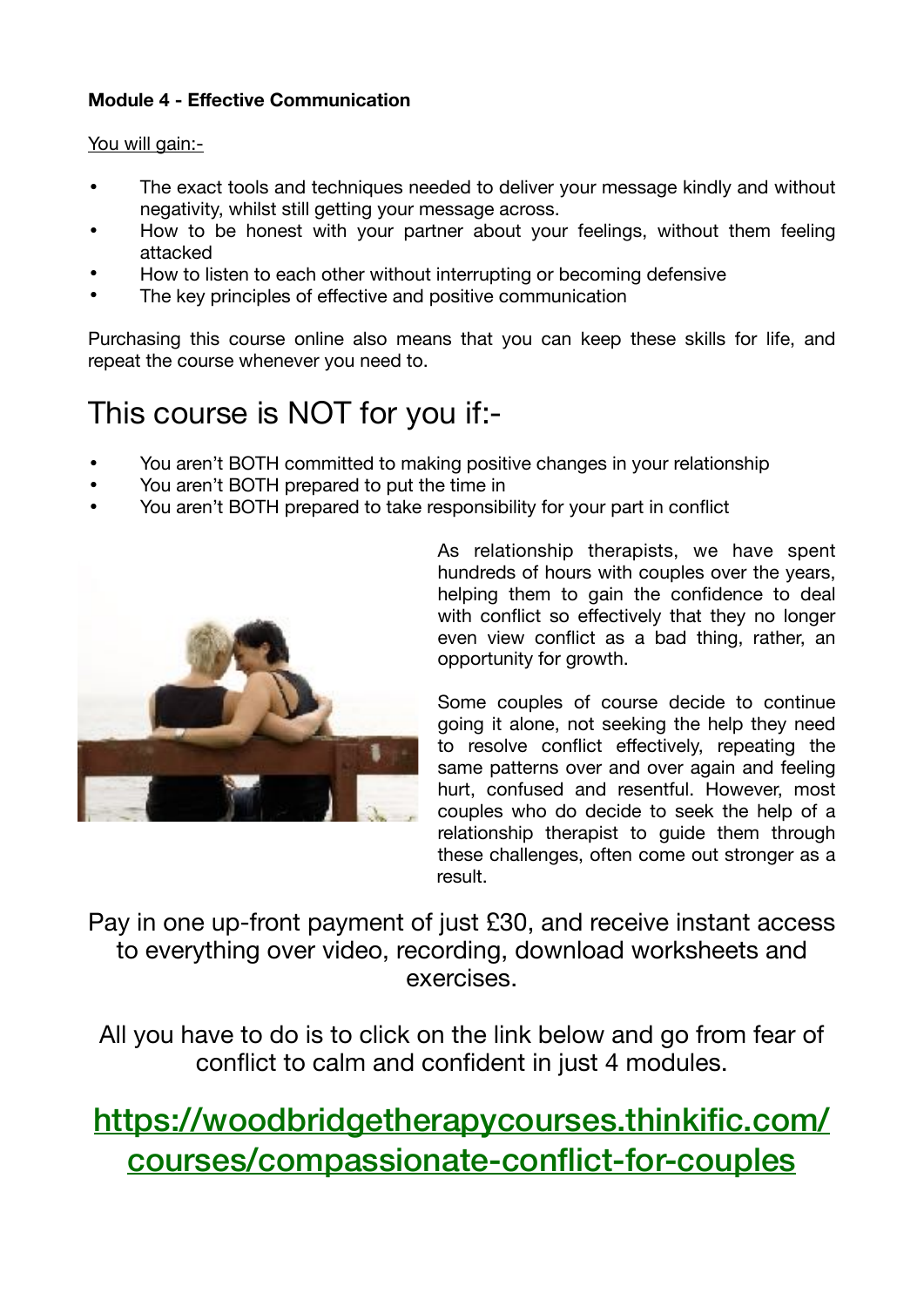**Module 4 - Effective Communication**

You will gain:-

- The exact tools and techniques needed to deliver your message kindly and without negativity, whilst still getting your message across.
- How to be honest with your partner about your feelings, without them feeling attacked
- How to listen to each other without interrupting or becoming defensive
- The key principles of effective and positive communication

Purchasing this course online also means that you can keep these skills for life, and repeat the course whenever you need to.

# This course is NOT for you if:-

- You aren't BOTH committed to making positive changes in your relationship
- You aren't BOTH prepared to put the time in
- You aren't BOTH prepared to take responsibility for your part in conflict

As relationship therapists, we have spent hundreds of hours with couples over the years, helping them to gain the confidence to deal with conflict so effectively that they no longer even view conflict as a bad thing, rather, an opportunity for growth.

Some couples of course decide to continue going it alone, not seeking the help they need to resolve conflict effectively, repeating the same patterns over and over again and feeling hurt, confused and resentful. However, most couples who do decide to seek the help of a relationship therapist to guide them through these challenges, often come out stronger as a result.

Pay in one up-front payment of just £30, and receive instant access to everything over video, recording, download worksheets and exercises.

All you have to do is to click on the link below and go from fear of conflict to calm and confident in just 4 modules.

## https://woodbridgetherapycourses.thinkific.com/courses/compassionate-conflict-for-couples